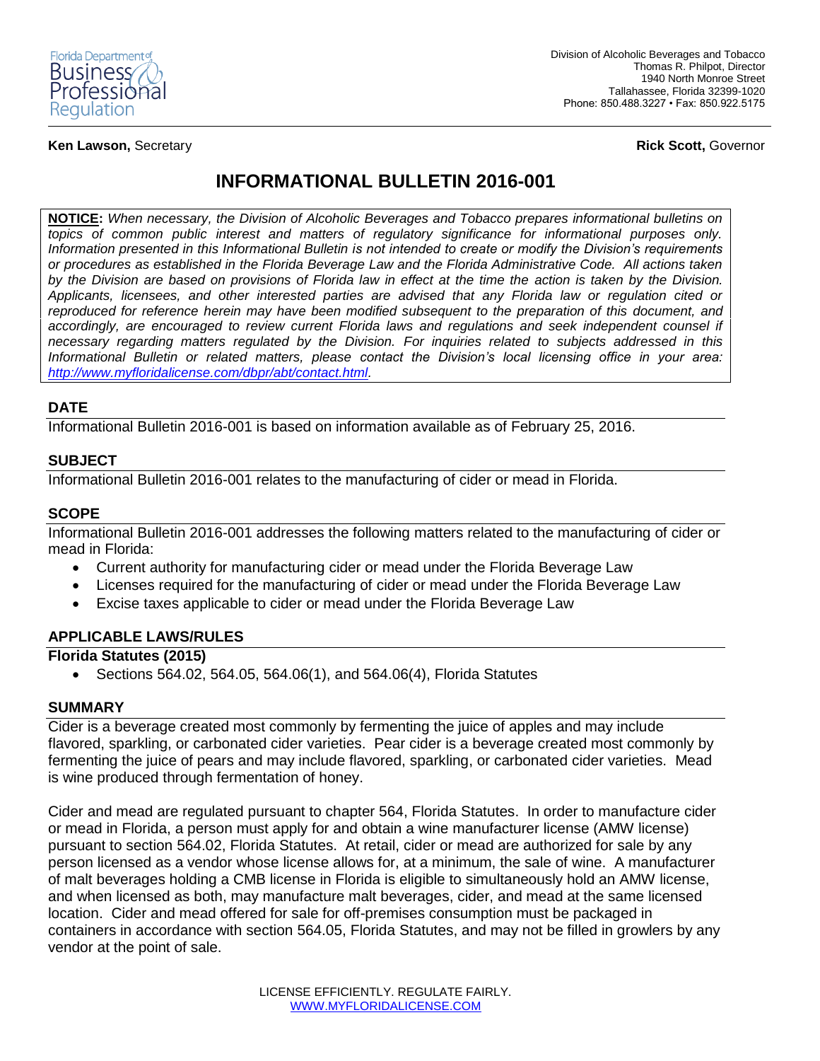Florida Department of Business & Professional Regulation

Division of Alcoholic Beverages and Tobacco
Thomas R. Philpot, Director
1940 North Monroe Street
Tallahassee, Florida 32399-1020
Phone: 850.488.3227 • Fax: 850.922.5175

**Ken Lawson,** Secretary

**Rick Scott,** Governor

# INFORMATIONAL BULLETIN 2016-001

**NOTICE:** *When necessary, the Division of Alcoholic Beverages and Tobacco prepares informational bulletins on topics of common public interest and matters of regulatory significance for informational purposes only. Information presented in this Informational Bulletin is not intended to create or modify the Division's requirements or procedures as established in the Florida Beverage Law and the Florida Administrative Code. All actions taken by the Division are based on provisions of Florida law in effect at the time the action is taken by the Division. Applicants, licensees, and other interested parties are advised that any Florida law or regulation cited or reproduced for reference herein may have been modified subsequent to the preparation of this document, and accordingly, are encouraged to review current Florida laws and regulations and seek independent counsel if necessary regarding matters regulated by the Division. For inquiries related to subjects addressed in this Informational Bulletin or related matters, please contact the Division's local licensing office in your area: http://www.myfloridalicense.com/dbpr/abt/contact.html.*

## DATE

Informational Bulletin 2016-001 is based on information available as of February 25, 2016.

## SUBJECT

Informational Bulletin 2016-001 relates to the manufacturing of cider or mead in Florida.

## SCOPE

Informational Bulletin 2016-001 addresses the following matters related to the manufacturing of cider or mead in Florida:

- Current authority for manufacturing cider or mead under the Florida Beverage Law
- Licenses required for the manufacturing of cider or mead under the Florida Beverage Law
- Excise taxes applicable to cider or mead under the Florida Beverage Law

## APPLICABLE LAWS/RULES

### Florida Statutes (2015)

- Sections 564.02, 564.05, 564.06(1), and 564.06(4), Florida Statutes

## SUMMARY

Cider is a beverage created most commonly by fermenting the juice of apples and may include flavored, sparkling, or carbonated cider varieties. Pear cider is a beverage created most commonly by fermenting the juice of pears and may include flavored, sparkling, or carbonated cider varieties. Mead is wine produced through fermentation of honey.

Cider and mead are regulated pursuant to chapter 564, Florida Statutes. In order to manufacture cider or mead in Florida, a person must apply for and obtain a wine manufacturer license (AMW license) pursuant to section 564.02, Florida Statutes. At retail, cider or mead are authorized for sale by any person licensed as a vendor whose license allows for, at a minimum, the sale of wine. A manufacturer of malt beverages holding a CMB license in Florida is eligible to simultaneously hold an AMW license, and when licensed as both, may manufacture malt beverages, cider, and mead at the same licensed location. Cider and mead offered for sale for off-premises consumption must be packaged in containers in accordance with section 564.05, Florida Statutes, and may not be filled in growlers by any vendor at the point of sale.

LICENSE EFFICIENTLY. REGULATE FAIRLY.
WWW.MYFLORIDALICENSE.COM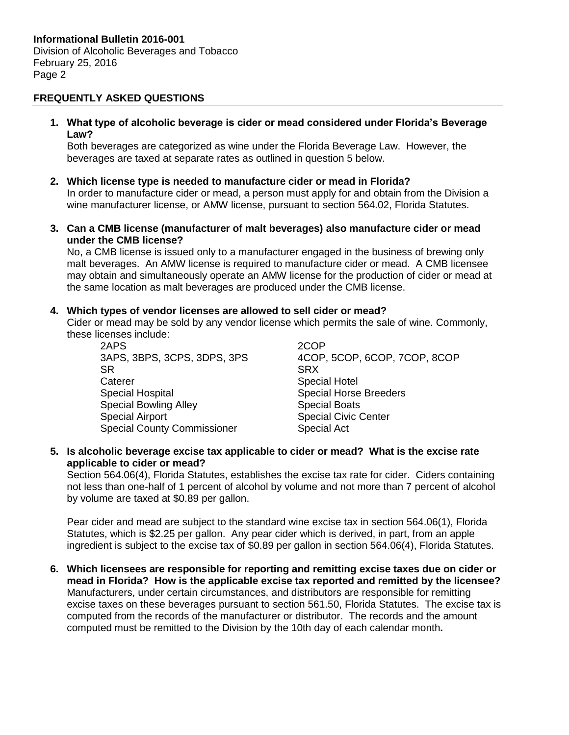## FREQUENTLY ASKED QUESTIONS

1. **What type of alcoholic beverage is cider or mead considered under Florida's Beverage Law?**
   Both beverages are categorized as wine under the Florida Beverage Law. However, the beverages are taxed at separate rates as outlined in question 5 below.

2. **Which license type is needed to manufacture cider or mead in Florida?**
   In order to manufacture cider or mead, a person must apply for and obtain from the Division a wine manufacturer license, or AMW license, pursuant to section 564.02, Florida Statutes.

3. **Can a CMB license (manufacturer of malt beverages) also manufacture cider or mead under the CMB license?**
   No, a CMB license is issued only to a manufacturer engaged in the business of brewing only malt beverages. An AMW license is required to manufacture cider or mead. A CMB licensee may obtain and simultaneously operate an AMW license for the production of cider or mead at the same location as malt beverages are produced under the CMB license.

4. **Which types of vendor licenses are allowed to sell cider or mead?**
   Cider or mead may be sold by any vendor license which permits the sale of wine. Commonly, these licenses include:

   - 2APS
   - 3APS, 3BPS, 3CPS, 3DPS, 3PS
   - SR
   - Caterer
   - Special Hospital
   - Special Bowling Alley
   - Special Airport
   - Special County Commissioner
   - 2COP
   - 4COP, 5COP, 6COP, 7COP, 8COP
   - SRX
   - Special Hotel
   - Special Horse Breeders
   - Special Boats
   - Special Civic Center
   - Special Act

5. **Is alcoholic beverage excise tax applicable to cider or mead? What is the excise rate applicable to cider or mead?**
   Section 564.06(4), Florida Statutes, establishes the excise tax rate for cider. Ciders containing not less than one-half of 1 percent of alcohol by volume and not more than 7 percent of alcohol by volume are taxed at $0.89 per gallon.

   Pear cider and mead are subject to the standard wine excise tax in section 564.06(1), Florida Statutes, which is $2.25 per gallon. Any pear cider which is derived, in part, from an apple ingredient is subject to the excise tax of $0.89 per gallon in section 564.06(4), Florida Statutes.

6. **Which licensees are responsible for reporting and remitting excise taxes due on cider or mead in Florida? How is the applicable excise tax reported and remitted by the licensee?**
   Manufacturers, under certain circumstances, and distributors are responsible for remitting excise taxes on these beverages pursuant to section 561.50, Florida Statutes. The excise tax is computed from the records of the manufacturer or distributor. The records and the amount computed must be remitted to the Division by the 10th day of each calendar month.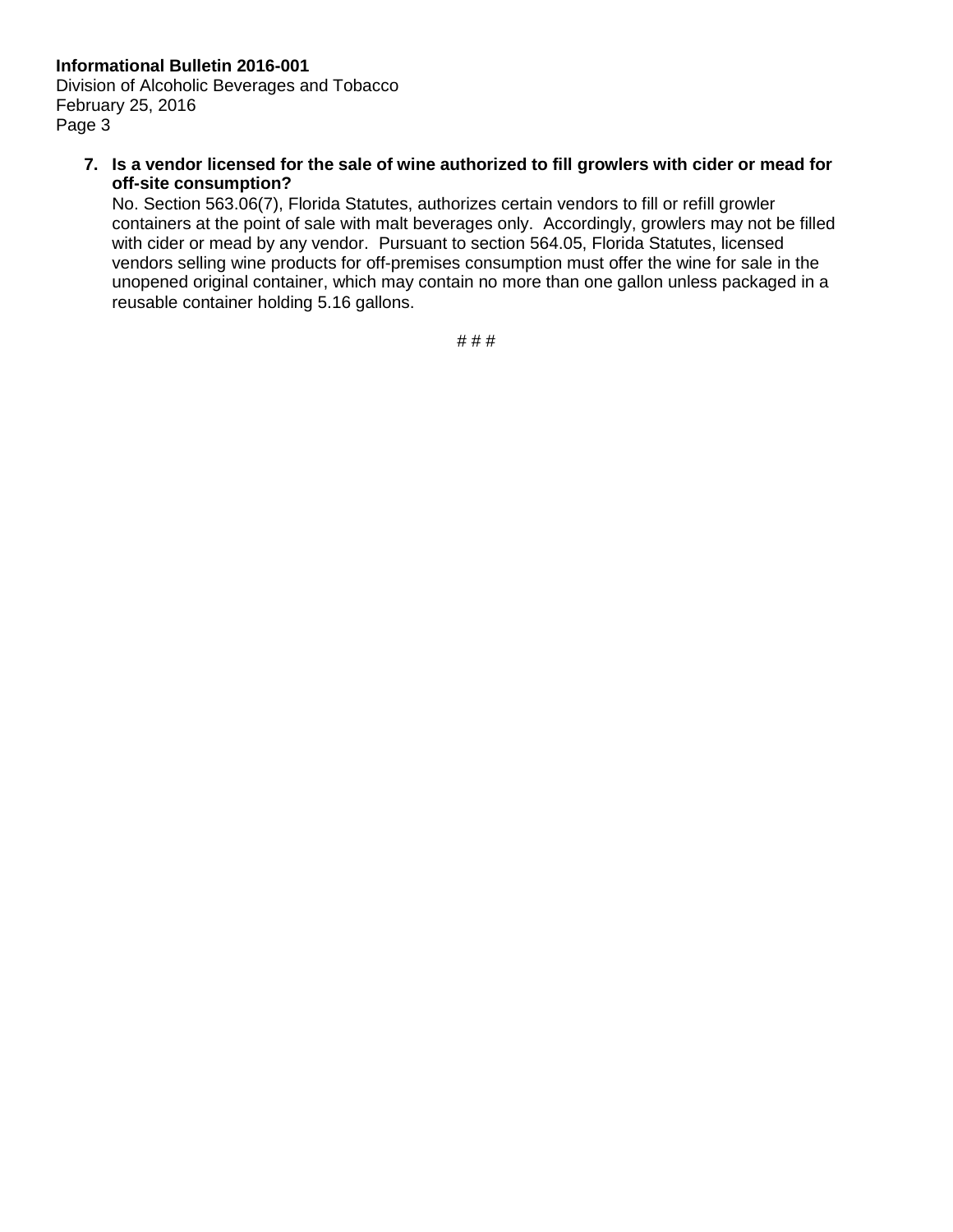7. **Is a vendor licensed for the sale of wine authorized to fill growlers with cider or mead for off-site consumption?**
   No. Section 563.06(7), Florida Statutes, authorizes certain vendors to fill or refill growler containers at the point of sale with malt beverages only. Accordingly, growlers may not be filled with cider or mead by any vendor. Pursuant to section 564.05, Florida Statutes, licensed vendors selling wine products for off-premises consumption must offer the wine for sale in the unopened original container, which may contain no more than one gallon unless packaged in a reusable container holding 5.16 gallons.

# # #